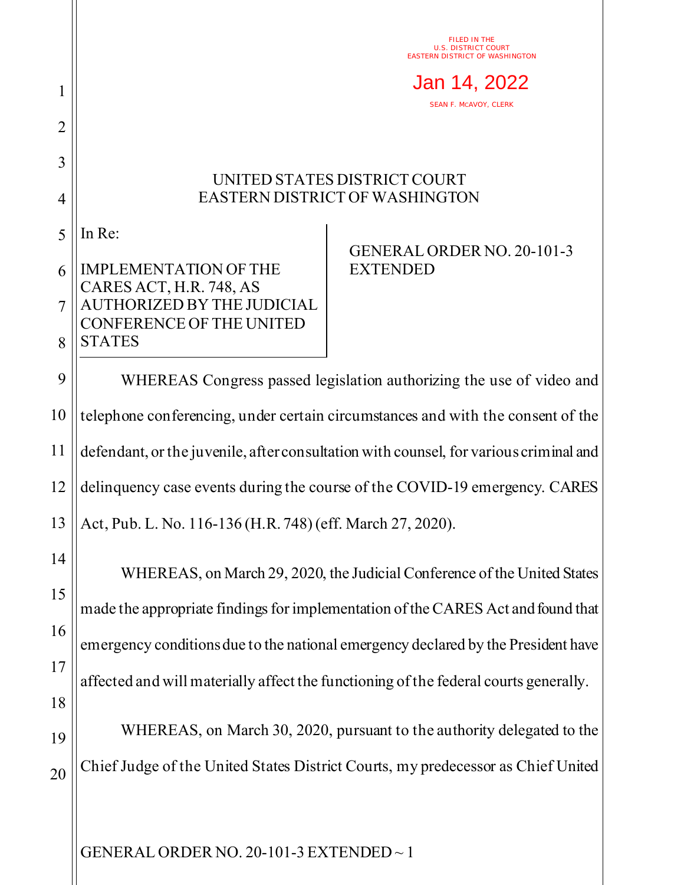FILED IN THE
U.S. DISTRICT COURT
EASTERN DISTRICT OF WASHINGTON

Jan 14, 2022

SEAN F. MCAVOY, CLERK

UNITED STATES DISTRICT COURT
EASTERN DISTRICT OF WASHINGTON

| In Re: IMPLEMENTATION OF THE CARES ACT, H.R. 748, AS AUTHORIZED BY THE JUDICIAL CONFERENCE OF THE UNITED STATES | GENERAL ORDER NO. 20-101-3 EXTENDED |
|---|---|

WHEREAS Congress passed legislation authorizing the use of video and telephone conferencing, under certain circumstances and with the consent of the defendant, or the juvenile, after consultation with counsel, for various criminal and delinquency case events during the course of the COVID-19 emergency. CARES Act, Pub. L. No. 116-136 (H.R. 748) (eff. March 27, 2020).

WHEREAS, on March 29, 2020, the Judicial Conference of the United States made the appropriate findings for implementation of the CARES Act and found that emergency conditions due to the national emergency declared by the President have affected and will materially affect the functioning of the federal courts generally.

WHEREAS, on March 30, 2020, pursuant to the authority delegated to the Chief Judge of the United States District Courts, my predecessor as Chief United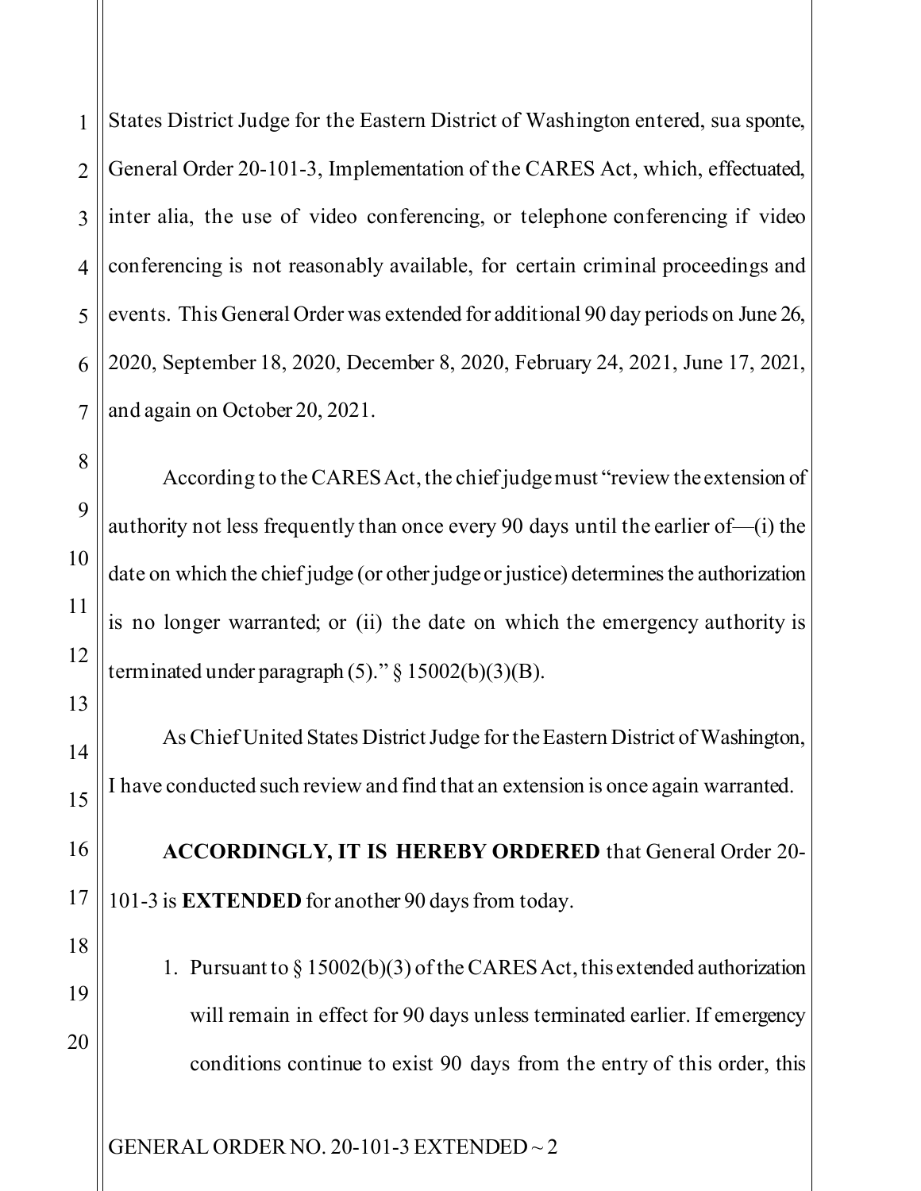States District Judge for the Eastern District of Washington entered, sua sponte, General Order 20-101-3, Implementation of the CARES Act, which, effectuated, inter alia, the use of video conferencing, or telephone conferencing if video conferencing is not reasonably available, for certain criminal proceedings and events. This General Order was extended for additional 90 day periods on June 26, 2020, September 18, 2020, December 8, 2020, February 24, 2021, June 17, 2021, and again on October 20, 2021.

According to the CARES Act, the chief judge must "review the extension of authority not less frequently than once every 90 days until the earlier of—(i) the date on which the chief judge (or other judge or justice) determines the authorization is no longer warranted; or (ii) the date on which the emergency authority is terminated under paragraph (5)." § 15002(b)(3)(B).

As Chief United States District Judge for the Eastern District of Washington, I have conducted such review and find that an extension is once again warranted.

**ACCORDINGLY, IT IS HEREBY ORDERED** that General Order 20-101-3 is **EXTENDED** for another 90 days from today.

1. Pursuant to § 15002(b)(3) of the CARES Act, this extended authorization will remain in effect for 90 days unless terminated earlier. If emergency conditions continue to exist 90 days from the entry of this order, this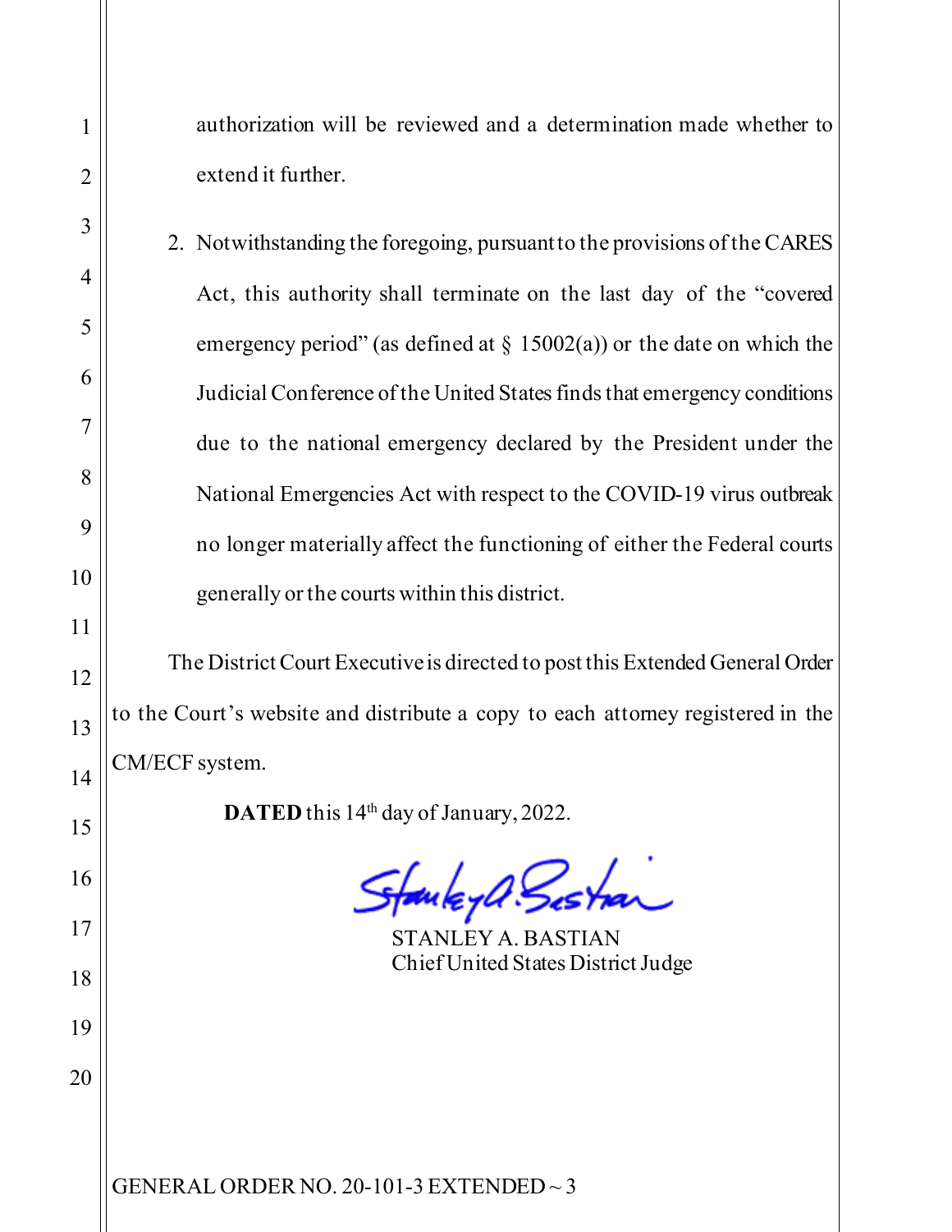authorization will be reviewed and a determination made whether to extend it further.

2. Notwithstanding the foregoing, pursuant to the provisions of the CARES Act, this authority shall terminate on the last day of the "covered emergency period" (as defined at § 15002(a)) or the date on which the Judicial Conference of the United States finds that emergency conditions due to the national emergency declared by the President under the National Emergencies Act with respect to the COVID-19 virus outbreak no longer materially affect the functioning of either the Federal courts generally or the courts within this district.

The District Court Executive is directed to post this Extended General Order to the Court's website and distribute a copy to each attorney registered in the CM/ECF system.

**DATED** this 14th day of January, 2022.

STANLEY A. BASTIAN
Chief United States District Judge

GENERAL ORDER NO. 20-101-3 EXTENDED ~ 3